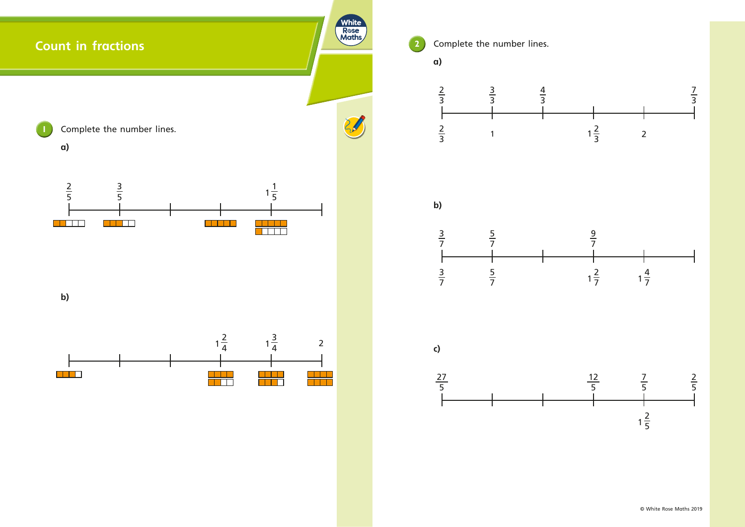# Count in fractions

**1** Complete the number lines.

**a)**

$\frac{2}{5}$ $\frac{3}{5}$ $1\frac{1}{5}$

**b)**

$1\frac{2}{4}$ $1\frac{3}{4}$ 2

**2** Complete the number lines.

**a)**

Above: $\frac{2}{3}$ $\frac{3}{3}$ $\frac{4}{3}$ $\frac{7}{3}$

Below: $\frac{2}{3}$ 1 $1\frac{2}{3}$ 2

**b)**

Above: $\frac{3}{7}$ $\frac{5}{7}$ $\frac{9}{7}$

Below: $\frac{3}{7}$ $\frac{5}{7}$ $1\frac{2}{7}$ $1\frac{4}{7}$

**c)**

Above: $\frac{27}{5}$ $\frac{12}{5}$ $\frac{7}{5}$ $\frac{2}{5}$

Below: $1\frac{2}{5}$

© White Rose Maths 2019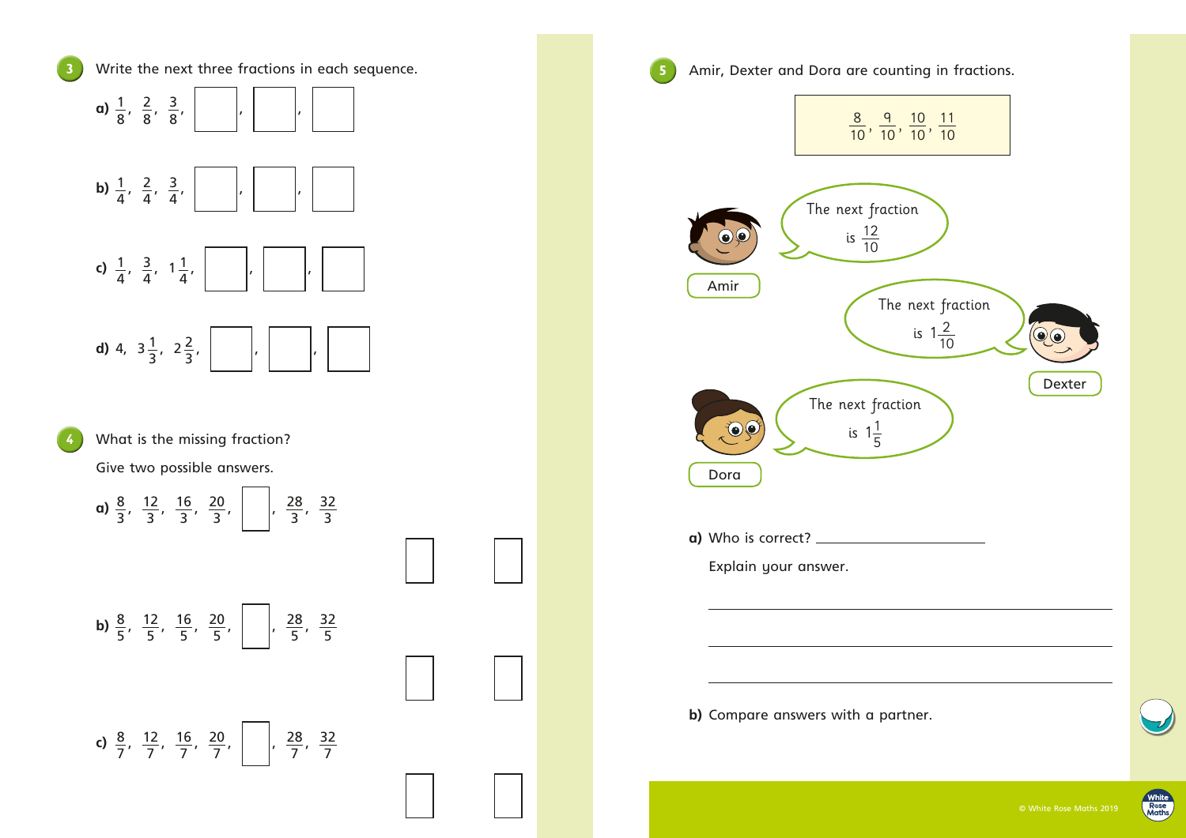**3** Write the next three fractions in each sequence.

**a)** $\frac{1}{8}$, $\frac{2}{8}$, $\frac{3}{8}$, ☐, ☐, ☐

**b)** $\frac{1}{4}$, $\frac{2}{4}$, $\frac{3}{4}$, ☐, ☐, ☐

**c)** $\frac{1}{4}$, $\frac{3}{4}$, $1\frac{1}{4}$, ☐, ☐, ☐

**d)** 4, $3\frac{1}{3}$, $2\frac{2}{3}$, ☐, ☐, ☐

**4** What is the missing fraction?

Give two possible answers.

**a)** $\frac{8}{3}$, $\frac{12}{3}$, $\frac{16}{3}$, $\frac{20}{3}$, ☐, $\frac{28}{3}$, $\frac{32}{3}$

☐ ☐

**b)** $\frac{8}{5}$, $\frac{12}{5}$, $\frac{16}{5}$, $\frac{20}{5}$, ☐, $\frac{28}{5}$, $\frac{32}{5}$

☐ ☐

**c)** $\frac{8}{7}$, $\frac{12}{7}$, $\frac{16}{7}$, $\frac{20}{7}$, ☐, $\frac{28}{7}$, $\frac{32}{7}$

☐ ☐

**5** Amir, Dexter and Dora are counting in fractions.

$\frac{8}{10}$, $\frac{9}{10}$, $\frac{10}{10}$, $\frac{11}{10}$

Amir: The next fraction is $\frac{12}{10}$

Dexter: The next fraction is $1\frac{2}{10}$

Dora: The next fraction is $1\frac{1}{5}$

**a)** Who is correct? ____________________

Explain your answer.

______________________________________________

______________________________________________

______________________________________________

**b)** Compare answers with a partner.